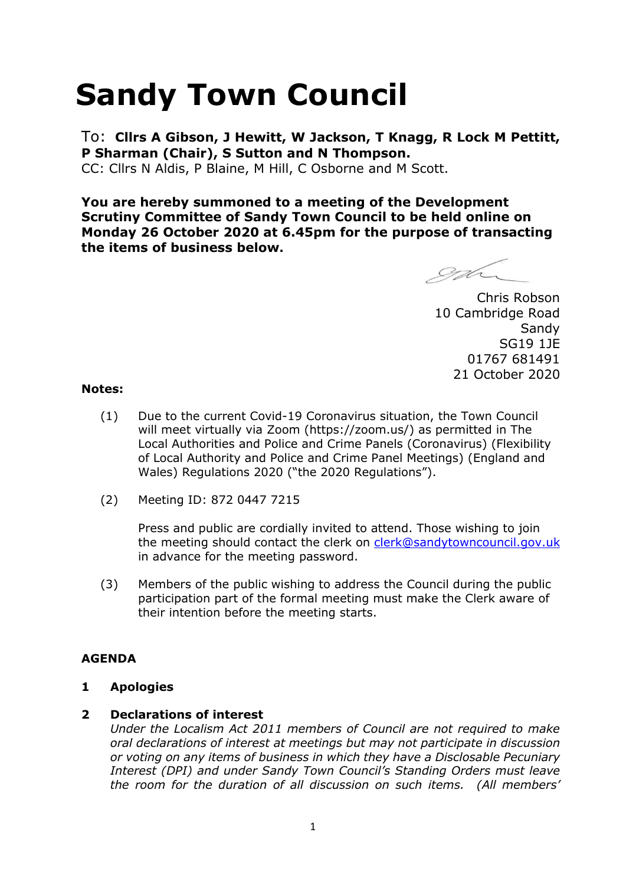# Sandy Town Council

To: **Cllrs A Gibson, J Hewitt, W Jackson, T Knagg, R Lock M Pettitt, P Sharman (Chair), S Sutton and N Thompson.**
CC: Cllrs N Aldis, P Blaine, M Hill, C Osborne and M Scott.

**You are hereby summoned to a meeting of the Development Scrutiny Committee of Sandy Town Council to be held online on Monday 26 October 2020 at 6.45pm for the purpose of transacting the items of business below.**

Chris Robson
10 Cambridge Road
Sandy
SG19 1JE
01767 681491
21 October 2020

**Notes:**

(1) Due to the current Covid-19 Coronavirus situation, the Town Council will meet virtually via Zoom (https://zoom.us/) as permitted in The Local Authorities and Police and Crime Panels (Coronavirus) (Flexibility of Local Authority and Police and Crime Panel Meetings) (England and Wales) Regulations 2020 ("the 2020 Regulations").

(2) Meeting ID: 872 0447 7215

Press and public are cordially invited to attend. Those wishing to join the meeting should contact the clerk on clerk@sandytowncouncil.gov.uk in advance for the meeting password.

(3) Members of the public wishing to address the Council during the public participation part of the formal meeting must make the Clerk aware of their intention before the meeting starts.

**AGENDA**

**1 Apologies**

**2 Declarations of interest**
*Under the Localism Act 2011 members of Council are not required to make oral declarations of interest at meetings but may not participate in discussion or voting on any items of business in which they have a Disclosable Pecuniary Interest (DPI) and under Sandy Town Council's Standing Orders must leave the room for the duration of all discussion on such items. (All members'*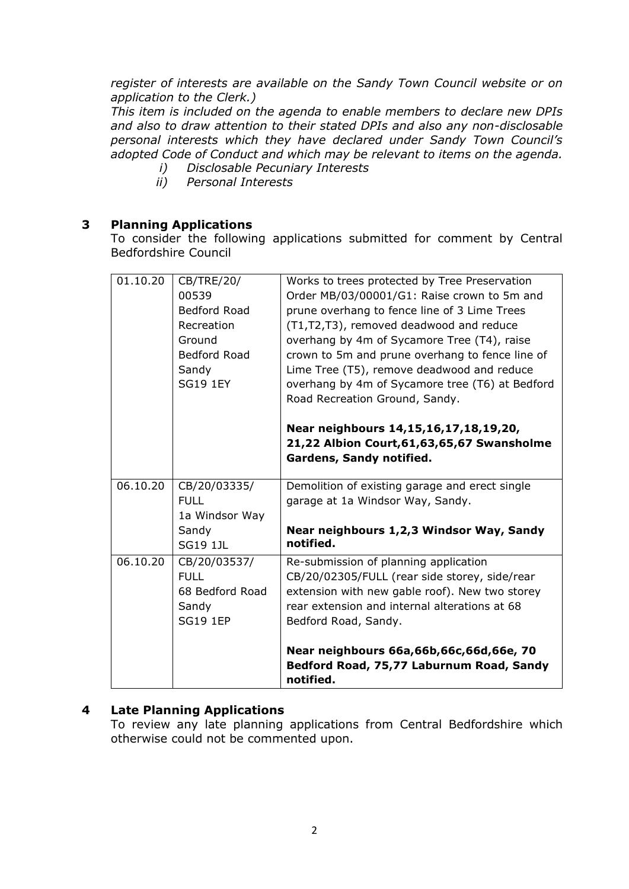*register of interests are available on the Sandy Town Council website or on application to the Clerk.)*

*This item is included on the agenda to enable members to declare new DPIs and also to draw attention to their stated DPIs and also any non-disclosable personal interests which they have declared under Sandy Town Council's adopted Code of Conduct and which may be relevant to items on the agenda.*

*i) Disclosable Pecuniary Interests*

*ii) Personal Interests*

## 3 Planning Applications

To consider the following applications submitted for comment by Central Bedfordshire Council

| | | |
|---|---|---|
| 01.10.20 | CB/TRE/20/ 00539 Bedford Road Recreation Ground Bedford Road Sandy SG19 1EY | Works to trees protected by Tree Preservation Order MB/03/00001/G1: Raise crown to 5m and prune overhang to fence line of 3 Lime Trees (T1,T2,T3), removed deadwood and reduce overhang by 4m of Sycamore Tree (T4), raise crown to 5m and prune overhang to fence line of Lime Tree (T5), remove deadwood and reduce overhang by 4m of Sycamore tree (T6) at Bedford Road Recreation Ground, Sandy.<br><br>**Near neighbours 14,15,16,17,18,19,20, 21,22 Albion Court,61,63,65,67 Swansholme Gardens, Sandy notified.** |
| 06.10.20 | CB/20/03335/ FULL 1a Windsor Way Sandy SG19 1JL | Demolition of existing garage and erect single garage at 1a Windsor Way, Sandy.<br><br>**Near neighbours 1,2,3 Windsor Way, Sandy notified.** |
| 06.10.20 | CB/20/03537/ FULL 68 Bedford Road Sandy SG19 1EP | Re-submission of planning application CB/20/02305/FULL (rear side storey, side/rear extension with new gable roof). New two storey rear extension and internal alterations at 68 Bedford Road, Sandy.<br><br>**Near neighbours 66a,66b,66c,66d,66e, 70 Bedford Road, 75,77 Laburnum Road, Sandy notified.** |

## 4 Late Planning Applications

To review any late planning applications from Central Bedfordshire which otherwise could not be commented upon.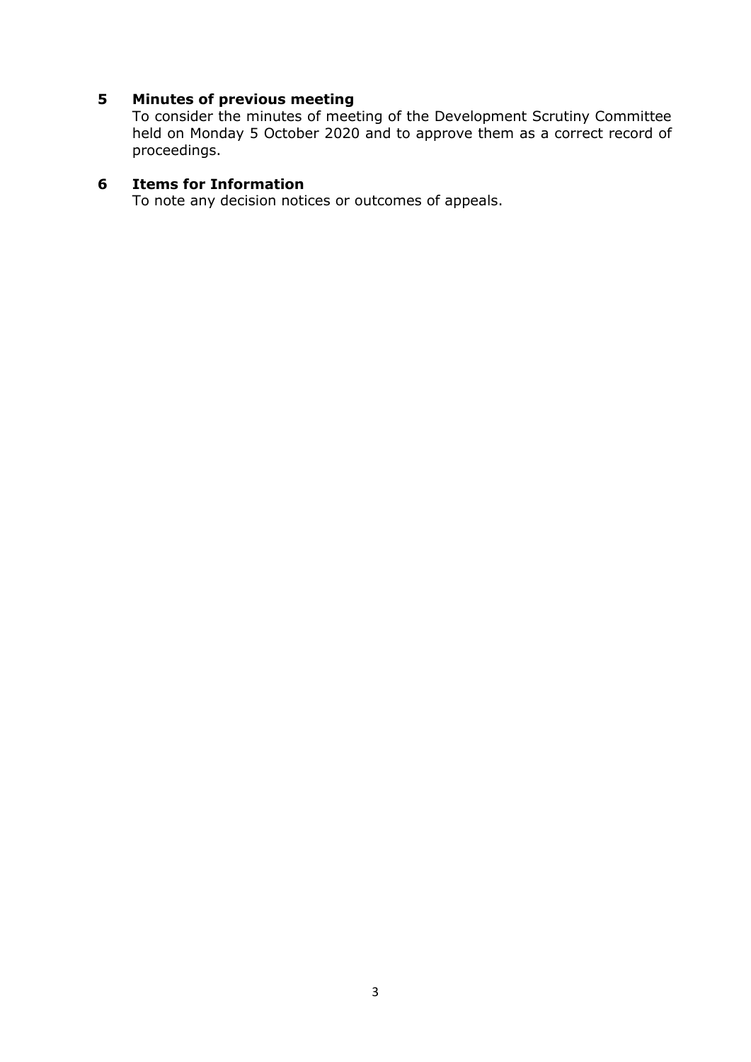## 5 Minutes of previous meeting

To consider the minutes of meeting of the Development Scrutiny Committee held on Monday 5 October 2020 and to approve them as a correct record of proceedings.

## 6 Items for Information

To note any decision notices or outcomes of appeals.